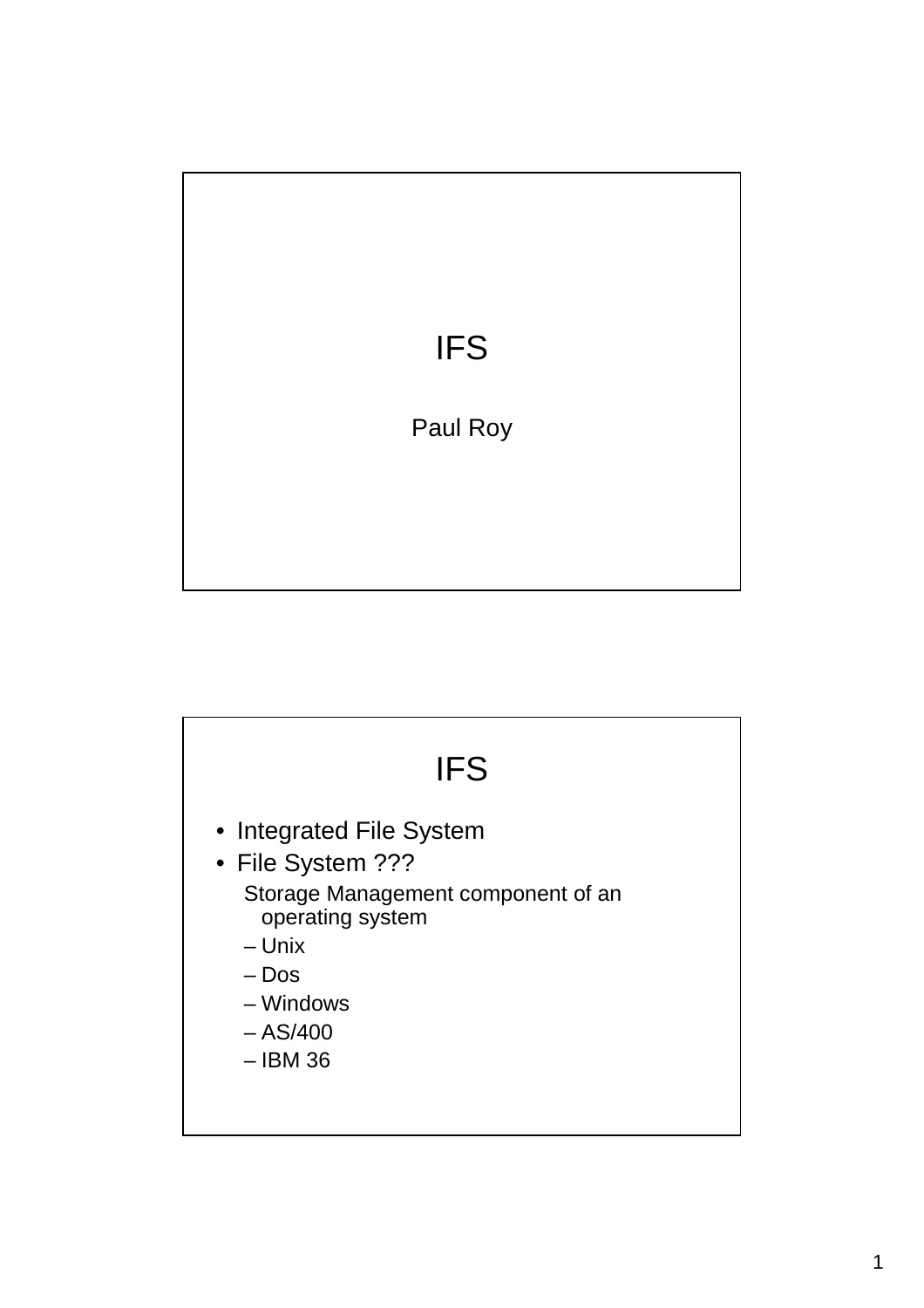# IFS

Paul Roy

# IFS

- Integrated File System
- File System ???

  Storage Management component of an operating system

  – Unix

  – Dos

  – Windows

  – AS/400

  – IBM 36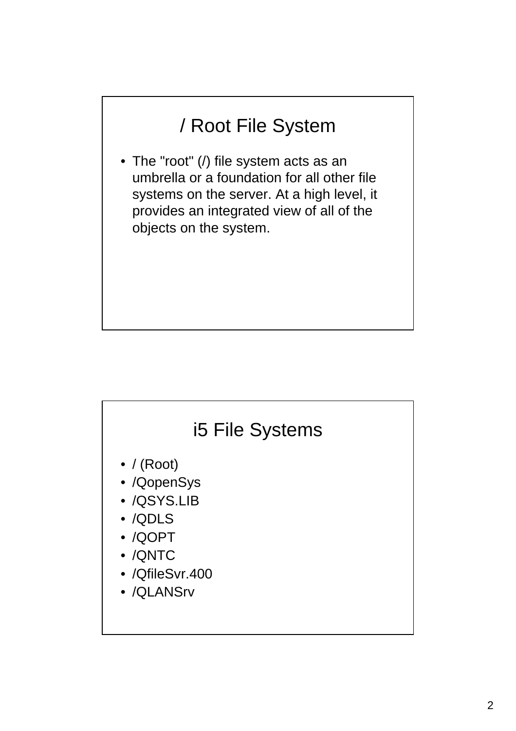# / Root File System

- The "root" (/) file system acts as an umbrella or a foundation for all other file systems on the server. At a high level, it provides an integrated view of all of the objects on the system.

# i5 File Systems

- / (Root)
- /QopenSys
- /QSYS.LIB
- /QDLS
- /QOPT
- /QNTC
- /QfileSvr.400
- /QLANSrv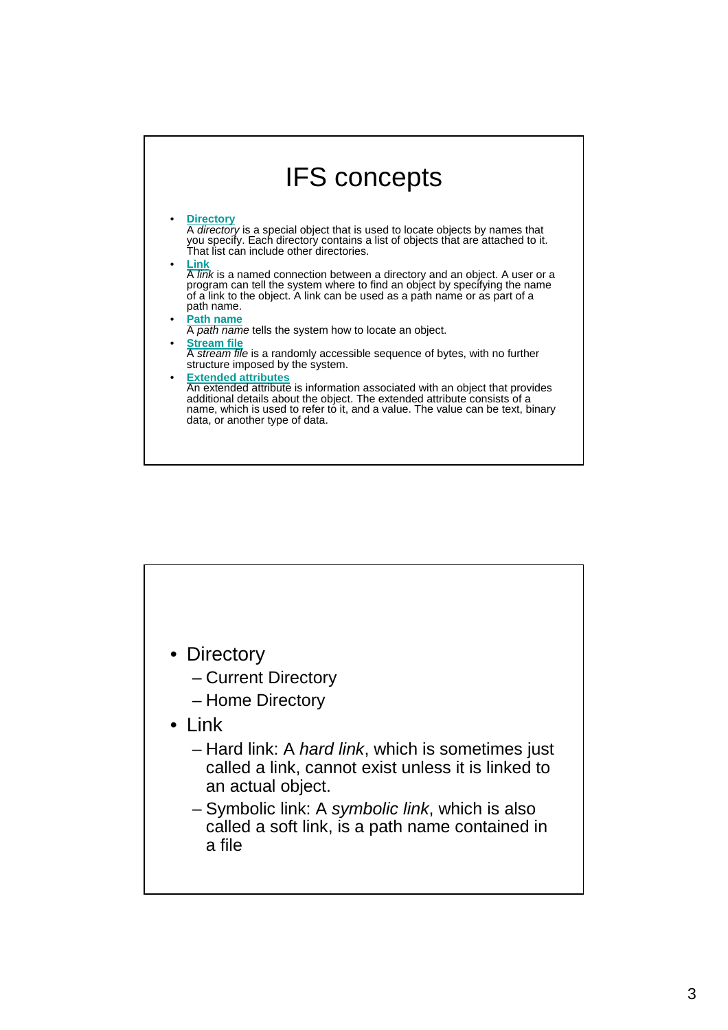# IFS concepts

- **Directory**
  A *directory* is a special object that is used to locate objects by names that you specify. Each directory contains a list of objects that are attached to it. That list can include other directories.
- **Link**
  A *link* is a named connection between a directory and an object. A user or a program can tell the system where to find an object by specifying the name of a link to the object. A link can be used as a path name or as part of a path name.
- **Path name**
  A *path name* tells the system how to locate an object.
- **Stream file**
  A *stream file* is a randomly accessible sequence of bytes, with no further structure imposed by the system.
- **Extended attributes**
  An extended attribute is information associated with an object that provides additional details about the object. The extended attribute consists of a name, which is used to refer to it, and a value. The value can be text, binary data, or another type of data.

---

- Directory
  - Current Directory
  - Home Directory
- Link
  - Hard link: A *hard link*, which is sometimes just called a link, cannot exist unless it is linked to an actual object.
  - Symbolic link: A *symbolic link*, which is also called a soft link, is a path name contained in a file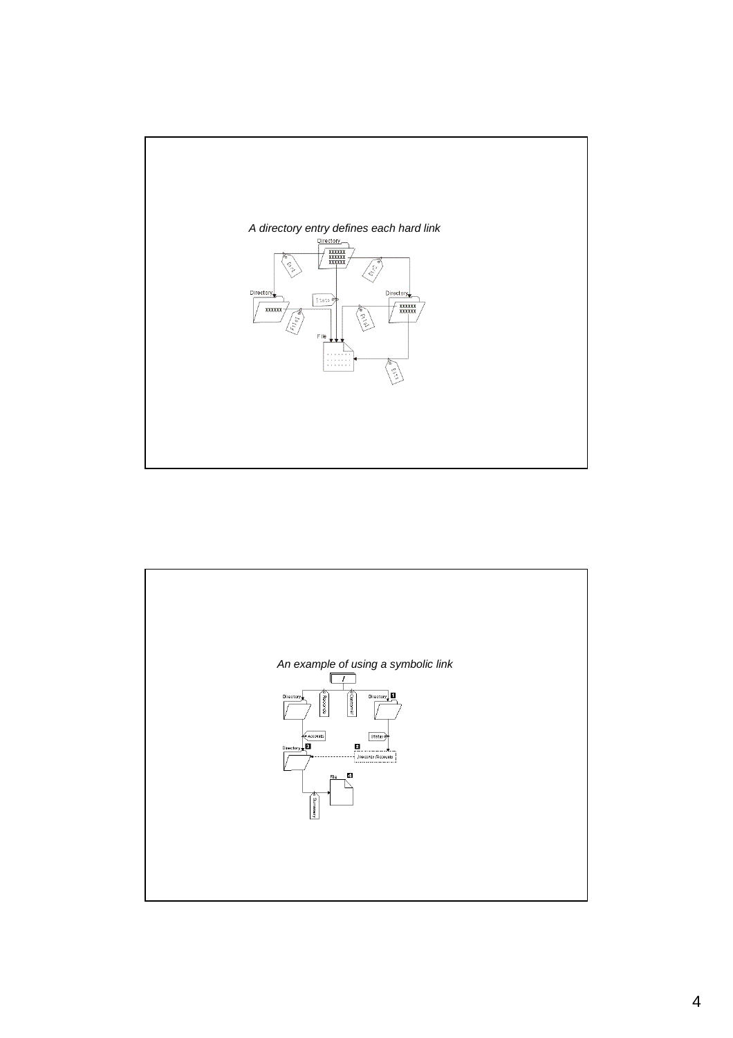*A directory entry defines each hard link*

*An example of using a symbolic link*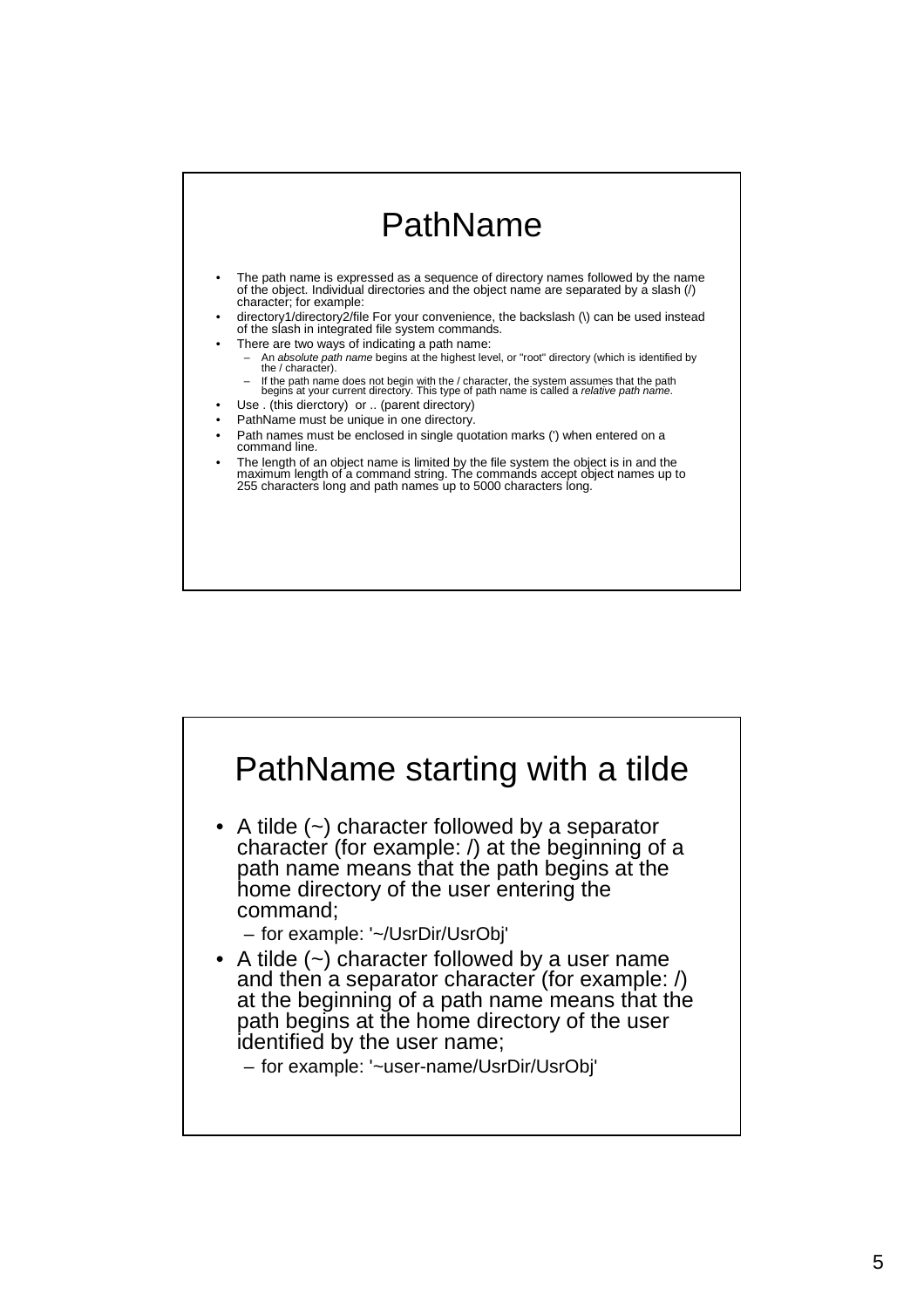# PathName

- The path name is expressed as a sequence of directory names followed by the name of the object. Individual directories and the object name are separated by a slash (/) character; for example:
- directory1/directory2/file For your convenience, the backslash (\) can be used instead of the slash in integrated file system commands.
- There are two ways of indicating a path name:
  - An *absolute path name* begins at the highest level, or "root" directory (which is identified by the / character).
  - If the path name does not begin with the / character, the system assumes that the path begins at your current directory. This type of path name is called a *relative path name*.
- Use . (this dierctory) or .. (parent directory)
- PathName must be unique in one directory.
- Path names must be enclosed in single quotation marks (') when entered on a command line.
- The length of an object name is limited by the file system the object is in and the maximum length of a command string. The commands accept object names up to 255 characters long and path names up to 5000 characters long.

# PathName starting with a tilde

- A tilde (~) character followed by a separator character (for example: /) at the beginning of a path name means that the path begins at the home directory of the user entering the command;
  - for example: '~/UsrDir/UsrObj'
- A tilde (~) character followed by a user name and then a separator character (for example: /) at the beginning of a path name means that the path begins at the home directory of the user identified by the user name;
  - for example: '~user-name/UsrDir/UsrObj'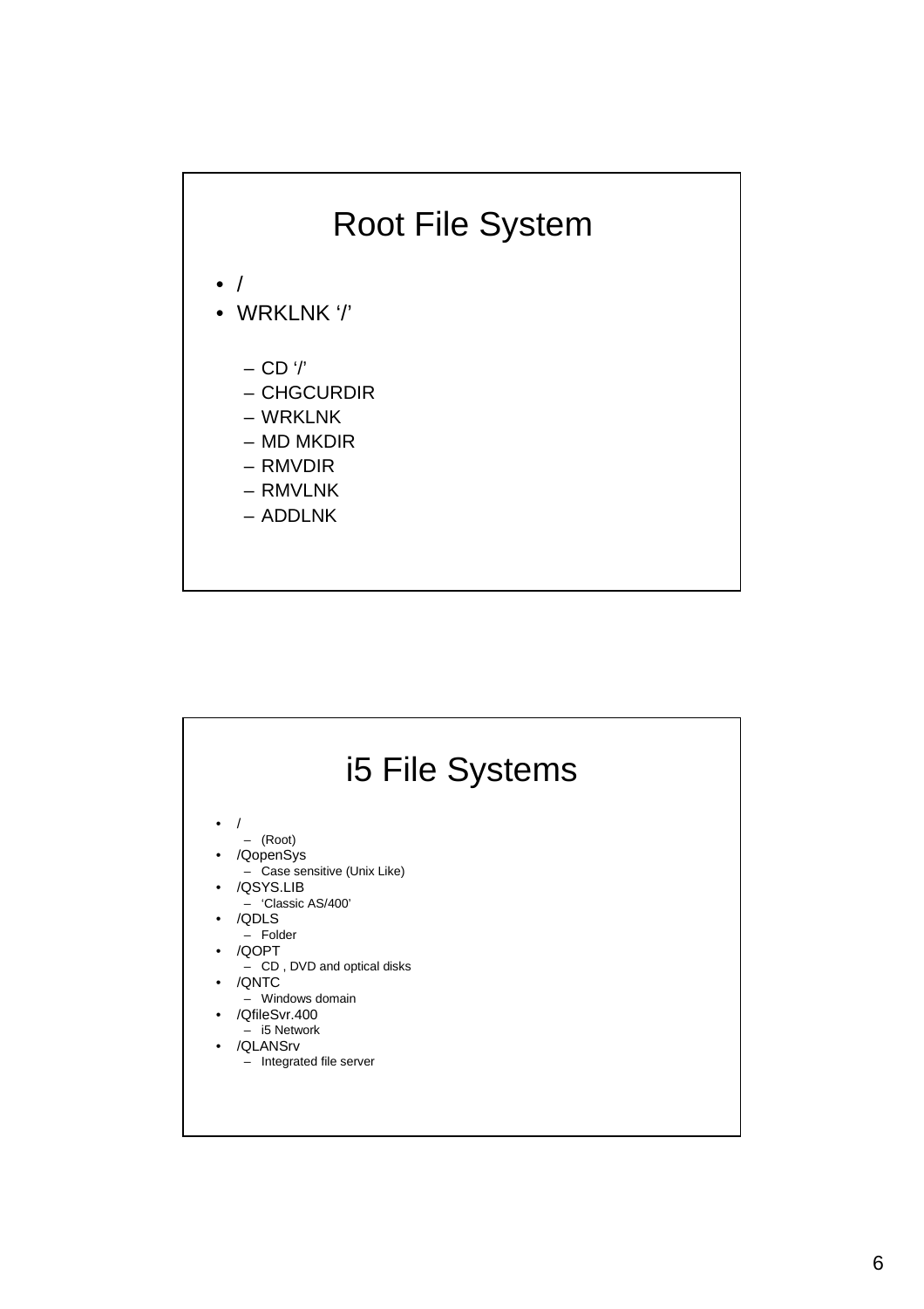## Root File System

- /
- WRKLNK '/'
  - CD '/'
  - CHGCURDIR
  - WRKLNK
  - MD MKDIR
  - RMVDIR
  - RMVLNK
  - ADDLNK

## i5 File Systems

- /
  - (Root)
- /QopenSys
  - Case sensitive (Unix Like)
- /QSYS.LIB
  - 'Classic AS/400'
- /QDLS
  - Folder
- /QOPT
  - CD , DVD and optical disks
- /QNTC
  - Windows domain
- /QfileSvr.400
  - i5 Network
- /QLANSrv
  - Integrated file server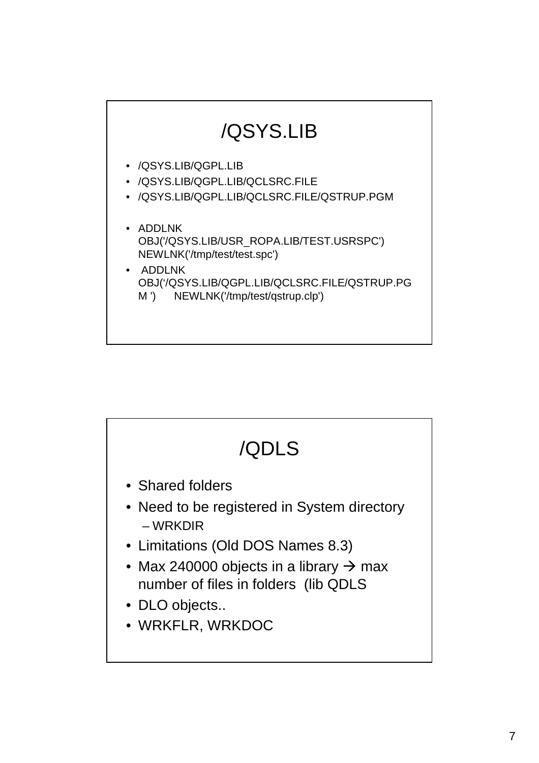# /QSYS.LIB

- /QSYS.LIB/QGPL.LIB
- /QSYS.LIB/QGPL.LIB/QCLSRC.FILE
- /QSYS.LIB/QGPL.LIB/QCLSRC.FILE/QSTRUP.PGM

- ADDLNK OBJ('/QSYS.LIB/USR_ROPA.LIB/TEST.USRSPC') NEWLNK('/tmp/test/test.spc')
- ADDLNK OBJ('/QSYS.LIB/QGPL.LIB/QCLSRC.FILE/QSTRUP.PGM ') NEWLNK('/tmp/test/qstrup.clp')

# /QDLS

- Shared folders
- Need to be registered in System directory
  - WRKDIR
- Limitations (Old DOS Names 8.3)
- Max 240000 objects in a library → max number of files in folders (lib QDLS
- DLO objects..
- WRKFLR, WRKDOC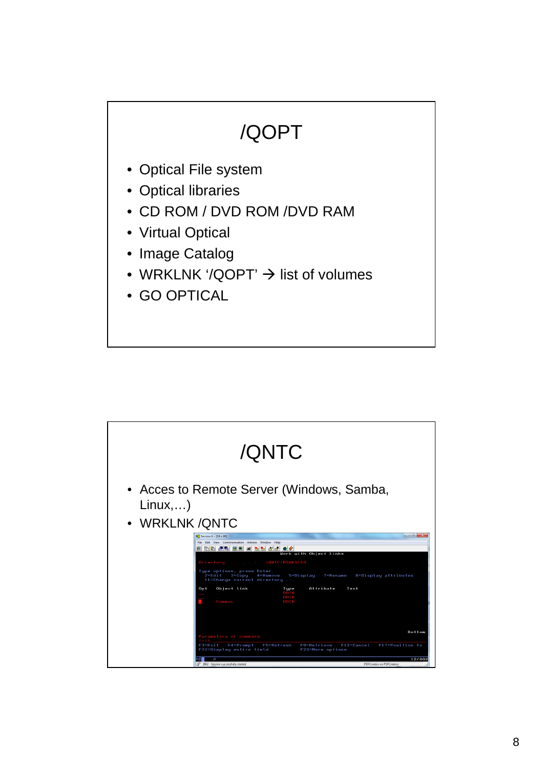# /QOPT

- Optical File system
- Optical libraries
- CD ROM / DVD ROM /DVD RAM
- Virtual Optical
- Image Catalog
- WRKLNK '/QOPT' → list of volumes
- GO OPTICAL

# /QNTC

- Acces to Remote Server (Windows, Samba, Linux,…)
- WRKLNK /QNTC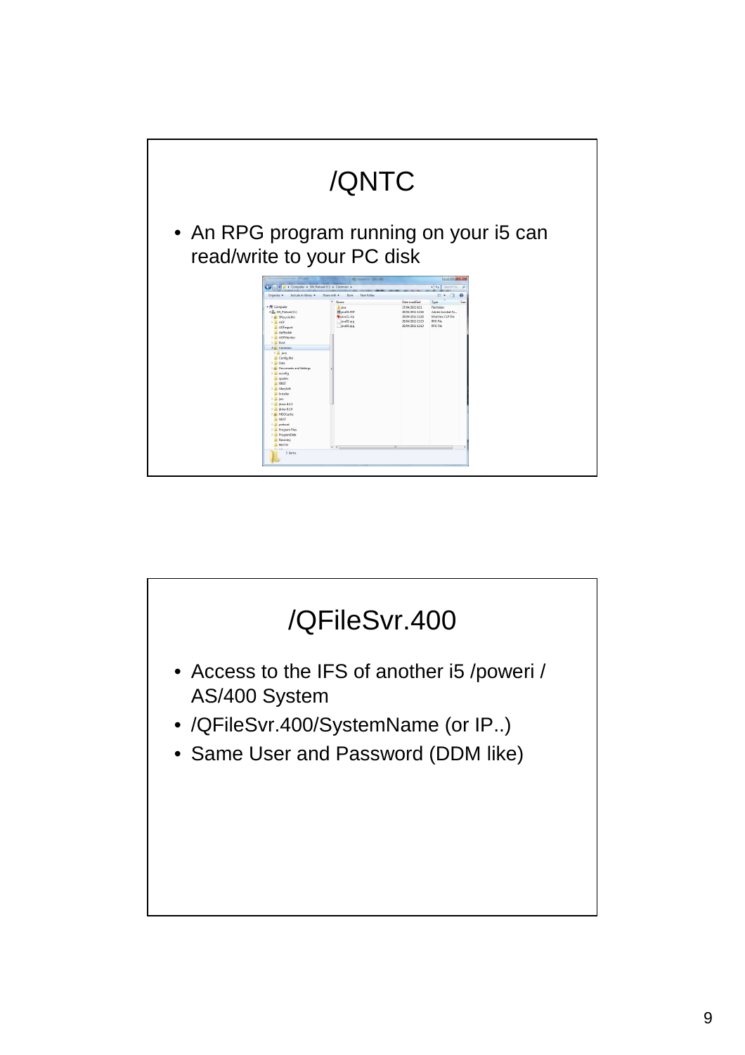# /QNTC

- An RPG program running on your i5 can read/write to your PC disk

# /QFileSvr.400

- Access to the IFS of another i5 /poweri / AS/400 System
- /QFileSvr.400/SystemName (or IP..)
- Same User and Password (DDM like)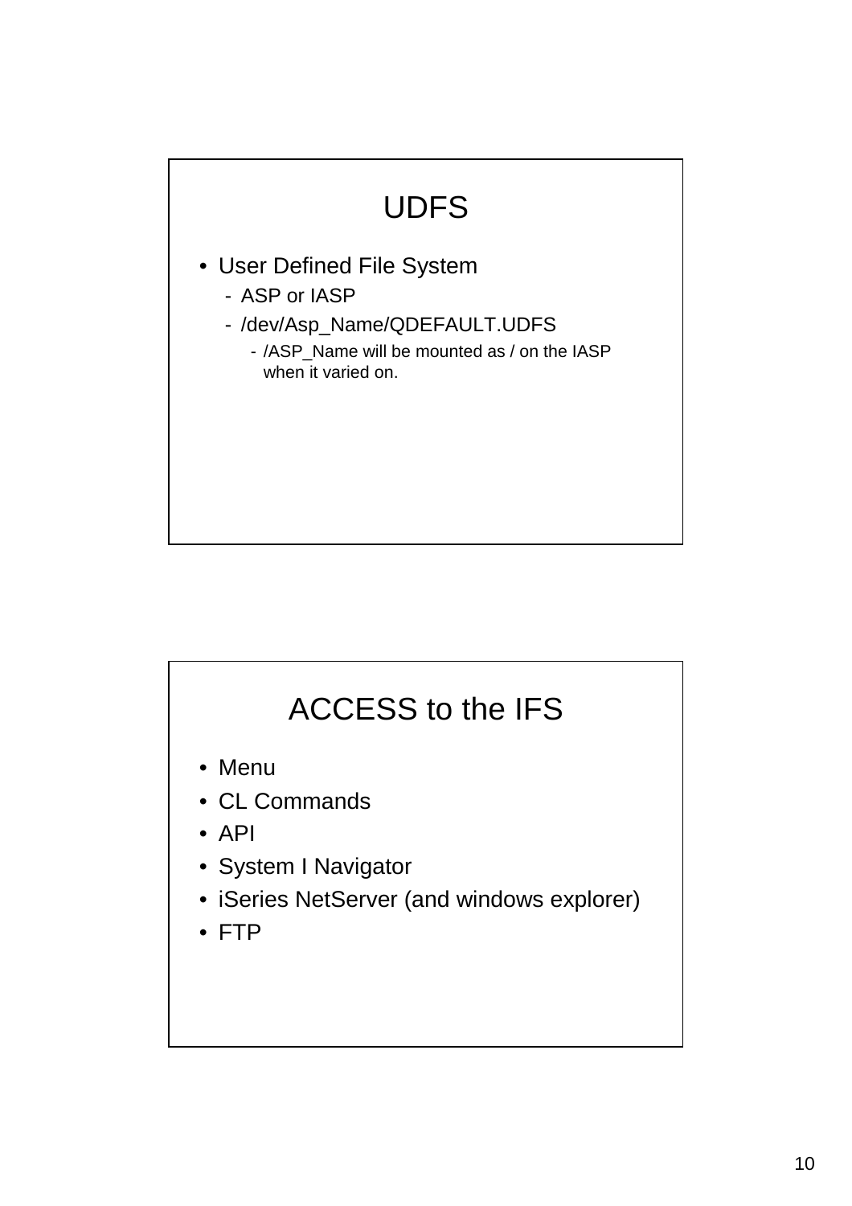# UDFS

- User Defined File System
  - ASP or IASP
  - /dev/Asp_Name/QDEFAULT.UDFS
    - /ASP_Name will be mounted as / on the IASP when it varied on.

# ACCESS to the IFS

- Menu
- CL Commands
- API
- System I Navigator
- iSeries NetServer (and windows explorer)
- FTP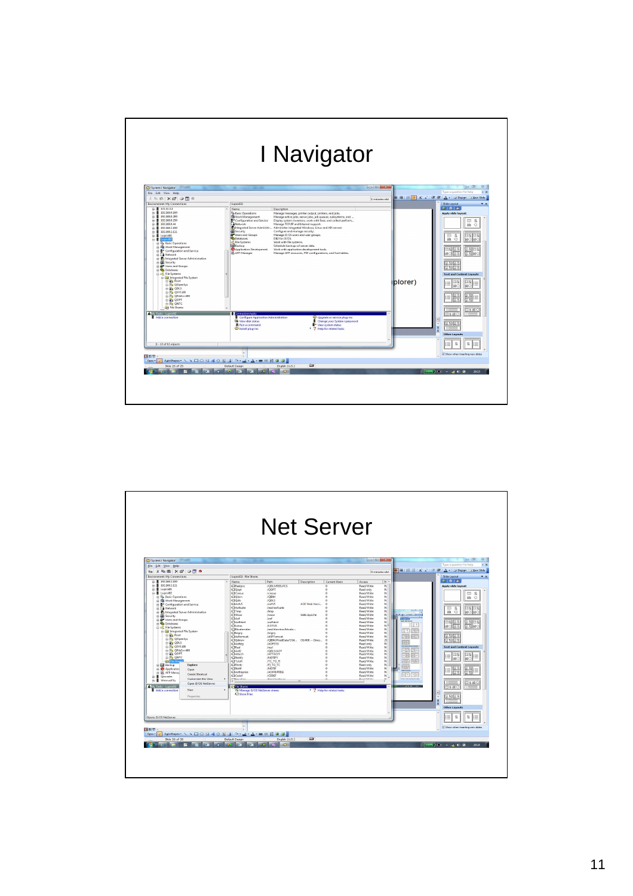# I Navigator

# Net Server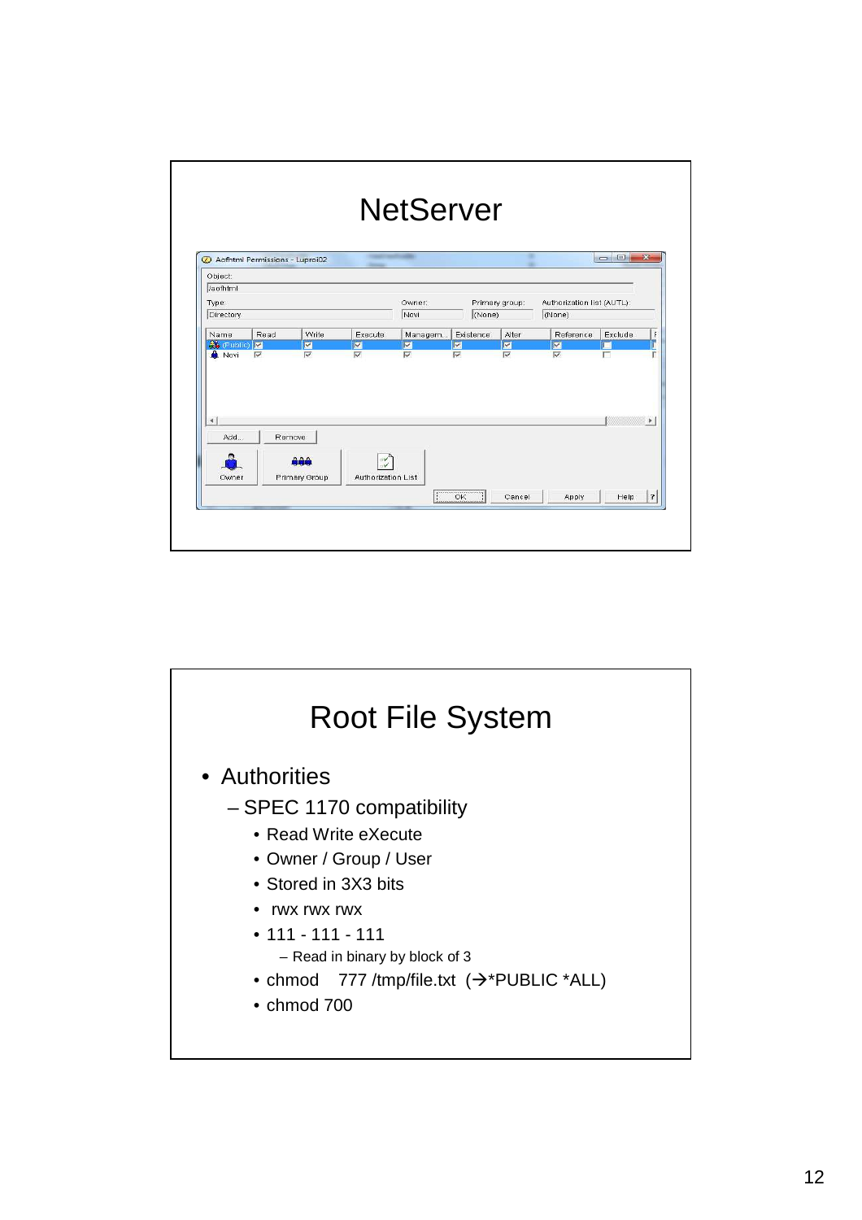# NetServer

Aofhtml Permissions - Luproi02

Object:
/aofhtml

| Type: | Owner: | Primary group: | Authorization list (AUTL): |
| --- | --- | --- | --- |
| Directory | Novi | (None) | (None) |

| Name | Read | Write | Execute | Managem... | Existence | Alter | Reference | Exclude |
| --- | --- | --- | --- | --- | --- | --- | --- | --- |
| (Public) | ☑ | ☑ | ☑ | ☑ | ☑ | ☑ | ☑ | ☐ |
| Novi | ☑ | ☑ | ☑ | ☑ | ☑ | ☑ | ☑ | ☐ |

Add... Remove

Owner | Primary Group | Authorization List

OK | Cancel | Apply | Help | ?

# Root File System

- Authorities
  - SPEC 1170 compatibility
    - Read Write eXecute
    - Owner / Group / User
    - Stored in 3X3 bits
    - rwx rwx rwx
    - 111 - 111 - 111
      - Read in binary by block of 3
    - chmod 777 /tmp/file.txt (→*PUBLIC *ALL)
    - chmod 700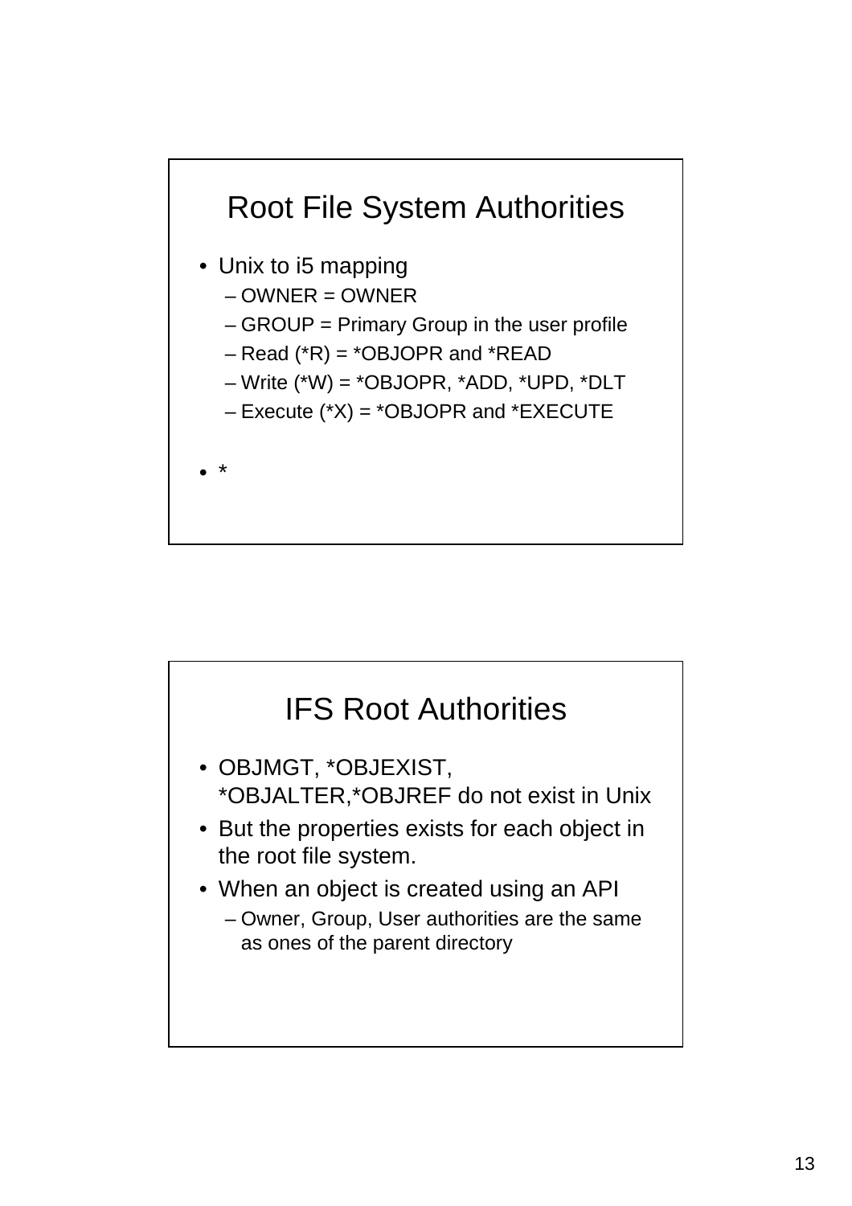## Root File System Authorities

- Unix to i5 mapping
  - OWNER = OWNER
  - GROUP = Primary Group in the user profile
  - Read (*R) = *OBJOPR and *READ
  - Write (*W) = *OBJOPR, *ADD, *UPD, *DLT
  - Execute (*X) = *OBJOPR and *EXECUTE
- *

## IFS Root Authorities

- OBJMGT, *OBJEXIST, *OBJALTER,*OBJREF do not exist in Unix
- But the properties exists for each object in the root file system.
- When an object is created using an API
  - Owner, Group, User authorities are the same as ones of the parent directory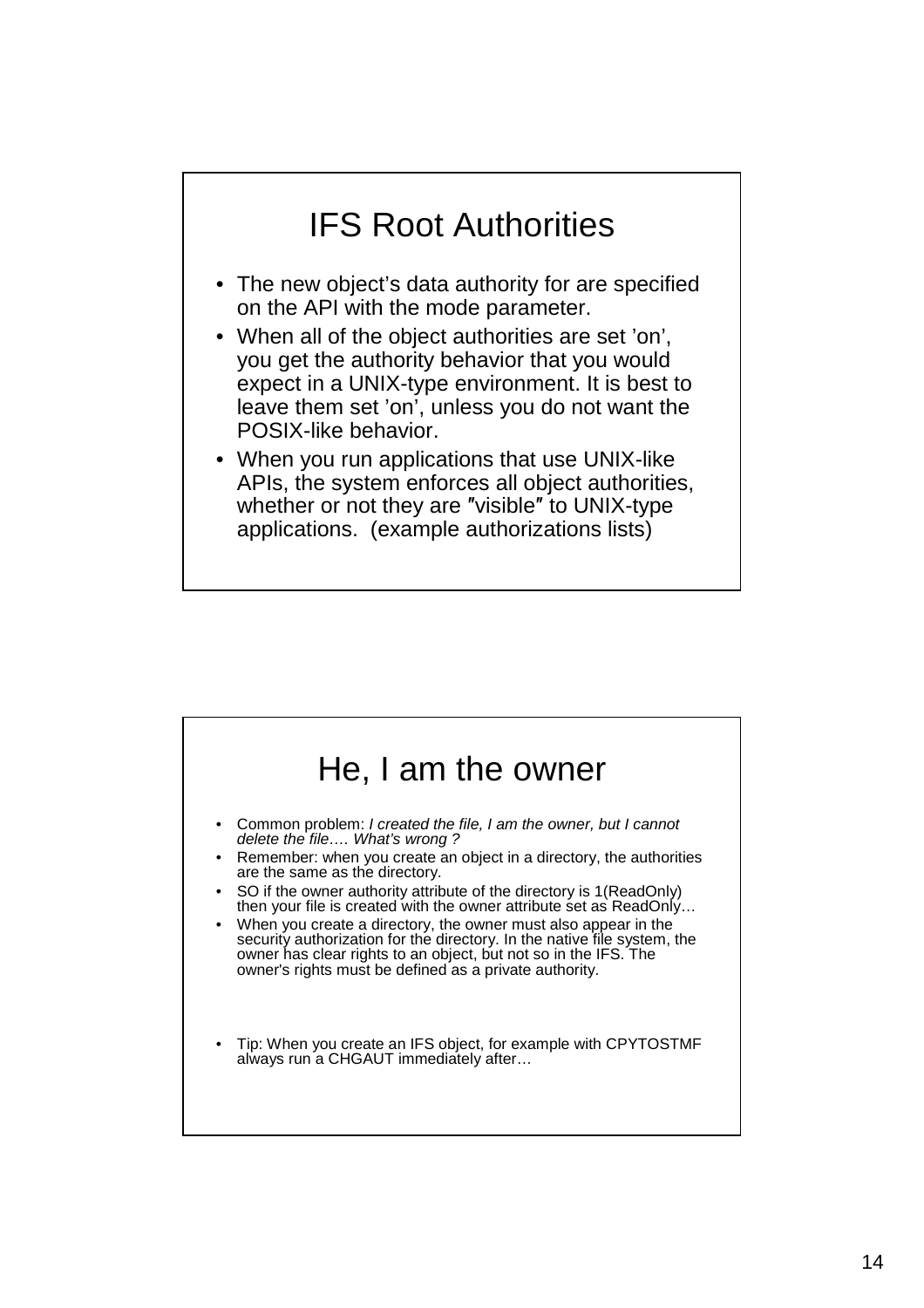## IFS Root Authorities

- The new object's data authority for are specified on the API with the mode parameter.
- When all of the object authorities are set 'on', you get the authority behavior that you would expect in a UNIX-type environment. It is best to leave them set 'on', unless you do not want the POSIX-like behavior.
- When you run applications that use UNIX-like APIs, the system enforces all object authorities, whether or not they are ″visible″ to UNIX-type applications. (example authorizations lists)

## He, I am the owner

- Common problem: *I created the file, I am the owner, but I cannot delete the file…. What's wrong ?*
- Remember: when you create an object in a directory, the authorities are the same as the directory.
- SO if the owner authority attribute of the directory is 1(ReadOnly) then your file is created with the owner attribute set as ReadOnly…
- When you create a directory, the owner must also appear in the security authorization for the directory. In the native file system, the owner has clear rights to an object, but not so in the IFS. The owner's rights must be defined as a private authority.
- Tip: When you create an IFS object, for example with CPYTOSTMF always run a CHGAUT immediately after…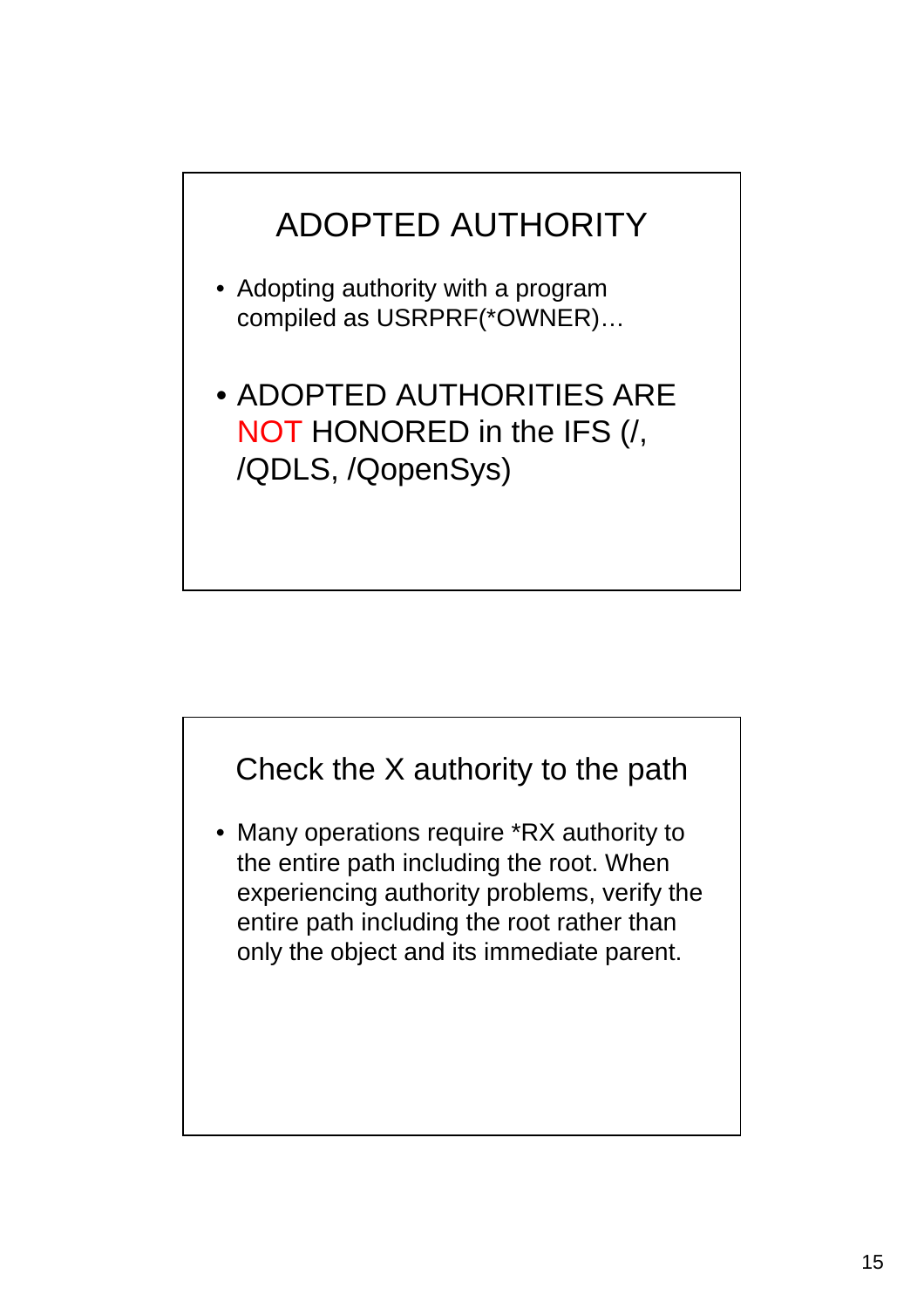## ADOPTED AUTHORITY

- Adopting authority with a program compiled as USRPRF(*OWNER)…
- ADOPTED AUTHORITIES ARE NOT HONORED in the IFS (/, /QDLS, /QopenSys)

## Check the X authority to the path

- Many operations require *RX authority to the entire path including the root. When experiencing authority problems, verify the entire path including the root rather than only the object and its immediate parent.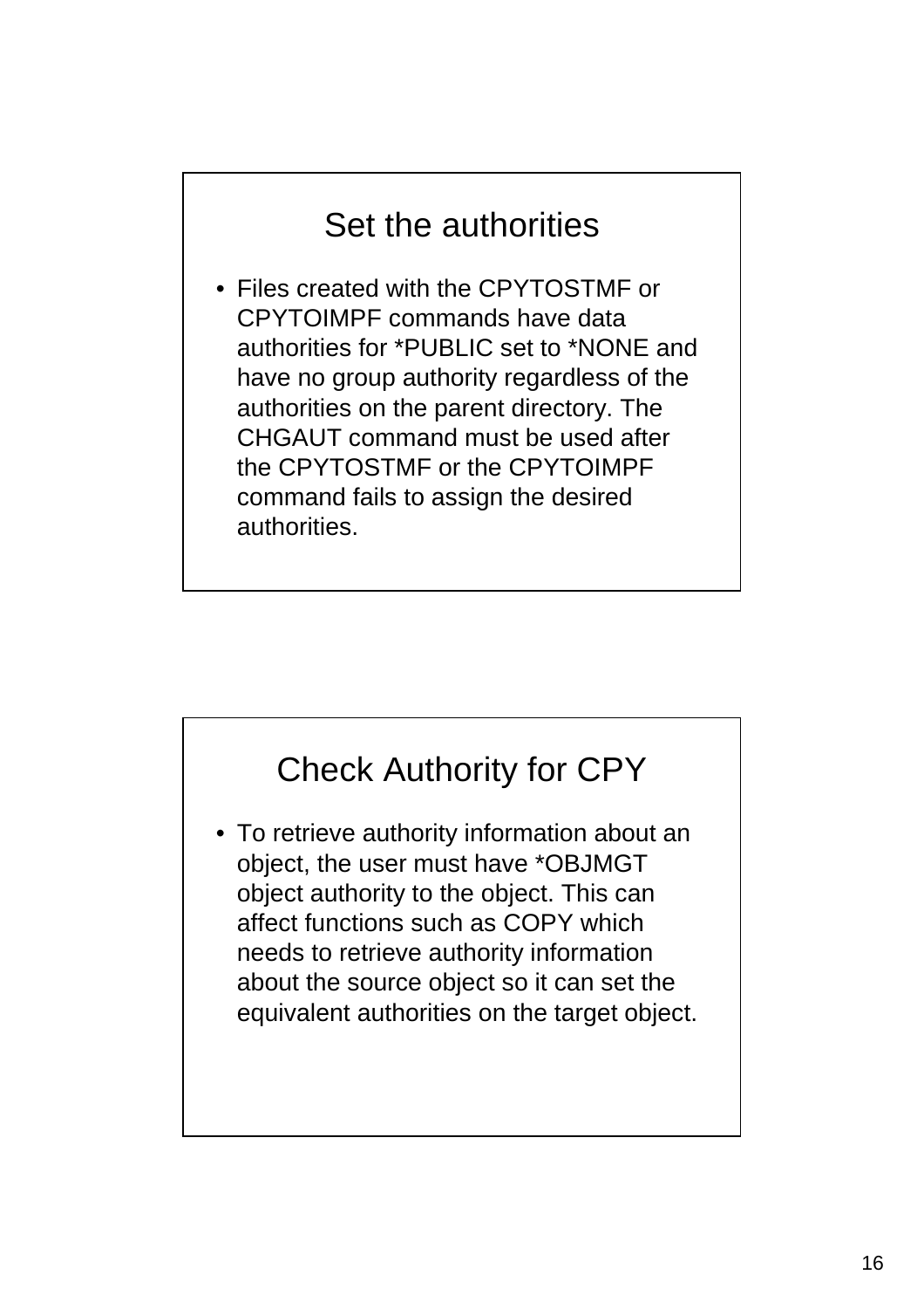## Set the authorities

- Files created with the CPYTOSTMF or CPYTOIMPF commands have data authorities for *PUBLIC set to *NONE and have no group authority regardless of the authorities on the parent directory. The CHGAUT command must be used after the CPYTOSTMF or the CPYTOIMPF command fails to assign the desired authorities.

## Check Authority for CPY

- To retrieve authority information about an object, the user must have *OBJMGT object authority to the object. This can affect functions such as COPY which needs to retrieve authority information about the source object so it can set the equivalent authorities on the target object.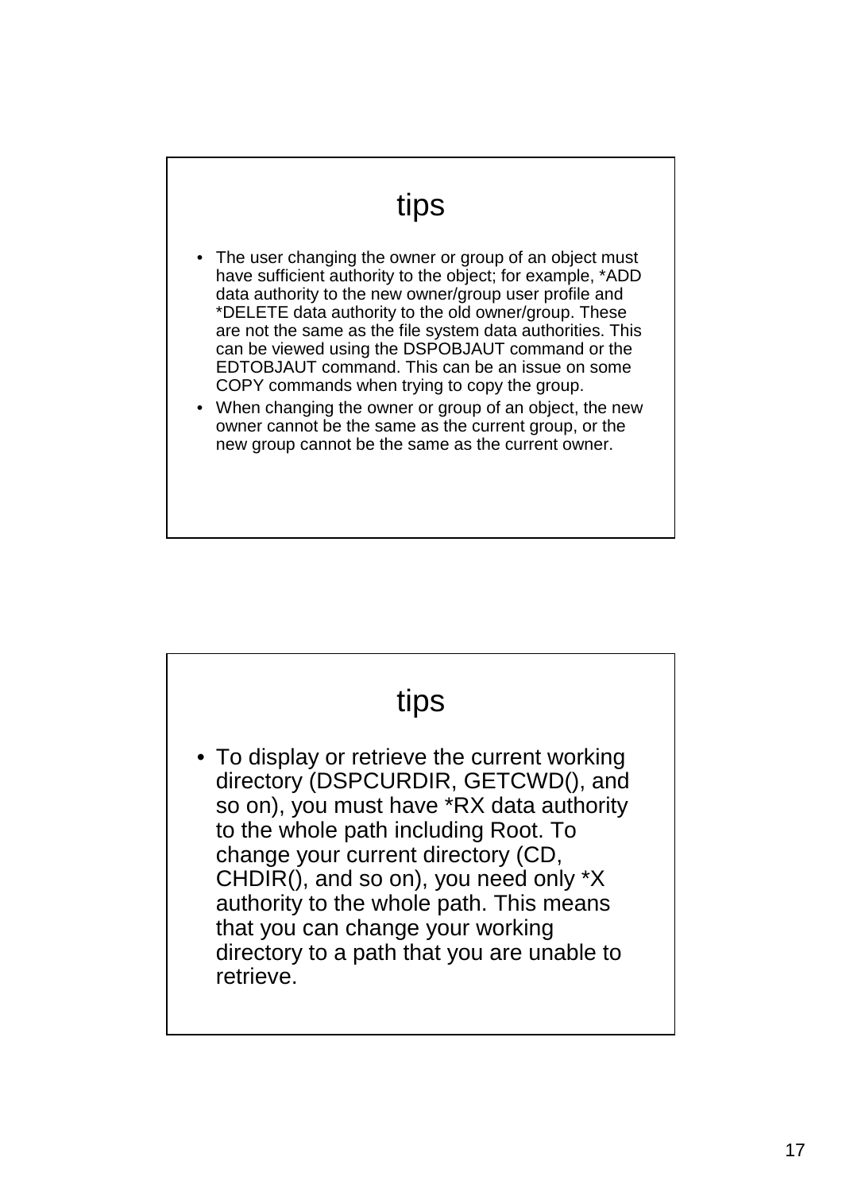## tips

- The user changing the owner or group of an object must have sufficient authority to the object; for example, *ADD data authority to the new owner/group user profile and *DELETE data authority to the old owner/group. These are not the same as the file system data authorities. This can be viewed using the DSPOBJAUT command or the EDTOBJAUT command. This can be an issue on some COPY commands when trying to copy the group.
- When changing the owner or group of an object, the new owner cannot be the same as the current group, or the new group cannot be the same as the current owner.

## tips

- To display or retrieve the current working directory (DSPCURDIR, GETCWD(), and so on), you must have *RX data authority to the whole path including Root. To change your current directory (CD, CHDIR(), and so on), you need only *X authority to the whole path. This means that you can change your working directory to a path that you are unable to retrieve.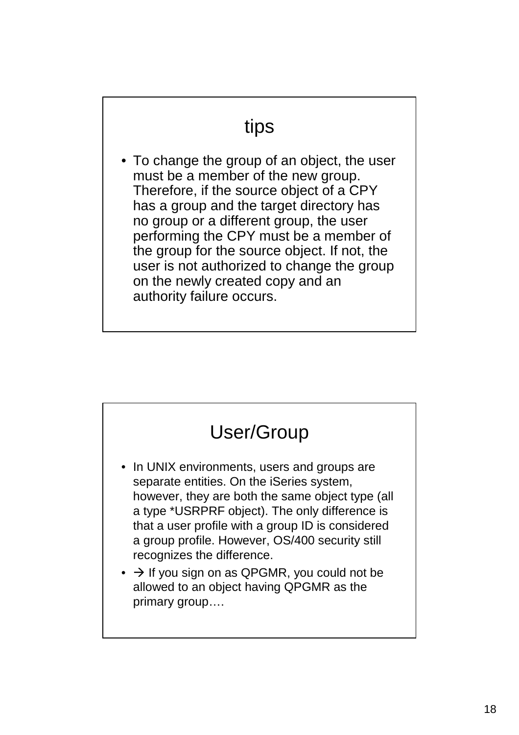## tips

- To change the group of an object, the user must be a member of the new group. Therefore, if the source object of a CPY has a group and the target directory has no group or a different group, the user performing the CPY must be a member of the group for the source object. If not, the user is not authorized to change the group on the newly created copy and an authority failure occurs.

## User/Group

- In UNIX environments, users and groups are separate entities. On the iSeries system, however, they are both the same object type (all a type *USRPRF object). The only difference is that a user profile with a group ID is considered a group profile. However, OS/400 security still recognizes the difference.
- → If you sign on as QPGMR, you could not be allowed to an object having QPGMR as the primary group….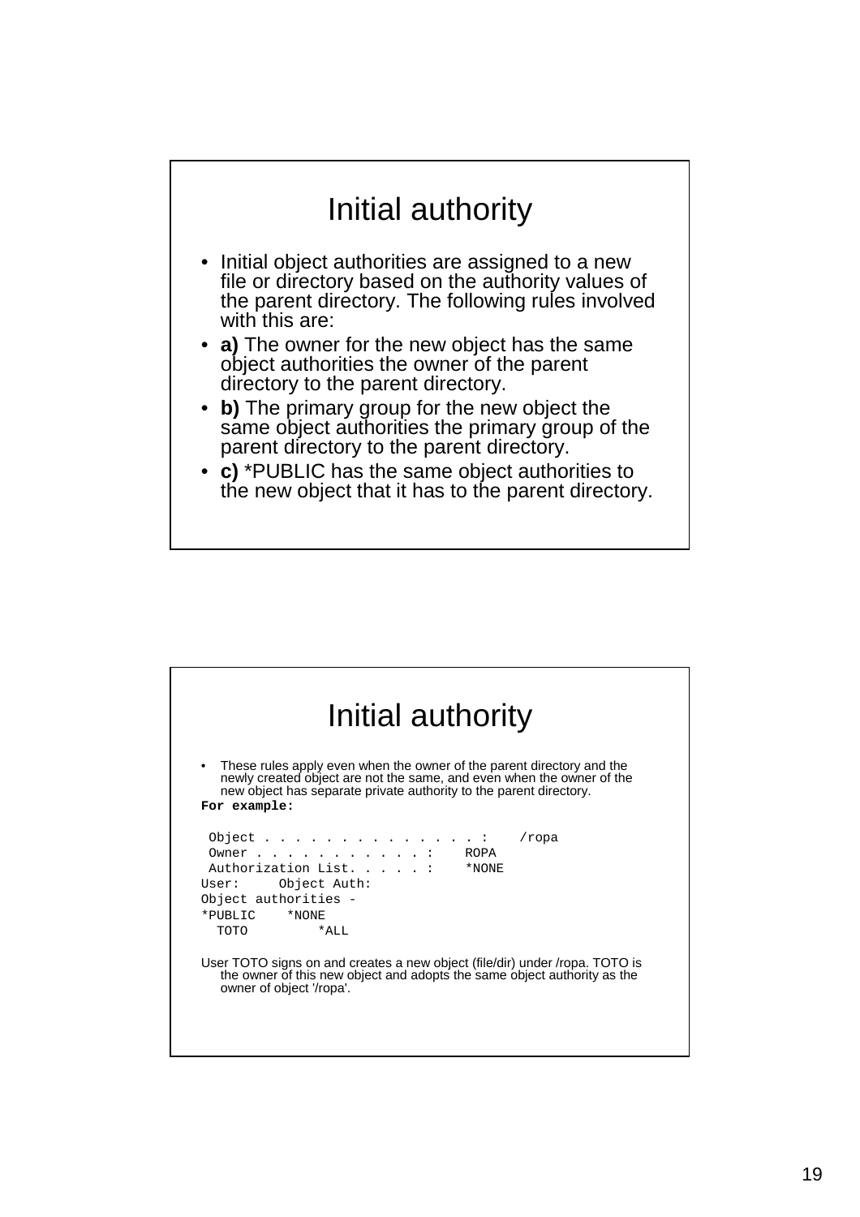# Initial authority

- Initial object authorities are assigned to a new file or directory based on the authority values of the parent directory. The following rules involved with this are:
- **a)** The owner for the new object has the same object authorities the owner of the parent directory to the parent directory.
- **b)** The primary group for the new object the same object authorities the primary group of the parent directory to the parent directory.
- **c)** *PUBLIC has the same object authorities to the new object that it has to the parent directory.

# Initial authority

- These rules apply even when the owner of the parent directory and the newly created object are not the same, and even when the owner of the new object has separate private authority to the parent directory.

**For example:**

```
 Object . . . . . . . . . . . . . . :    /ropa
 Owner . . . . . . . . . . . :    ROPA
 Authorization List. . . . . :    *NONE
User:     Object Auth:
Object authorities -
*PUBLIC    *NONE
  TOTO         *ALL
```

User TOTO signs on and creates a new object (file/dir) under /ropa. TOTO is the owner of this new object and adopts the same object authority as the owner of object '/ropa'.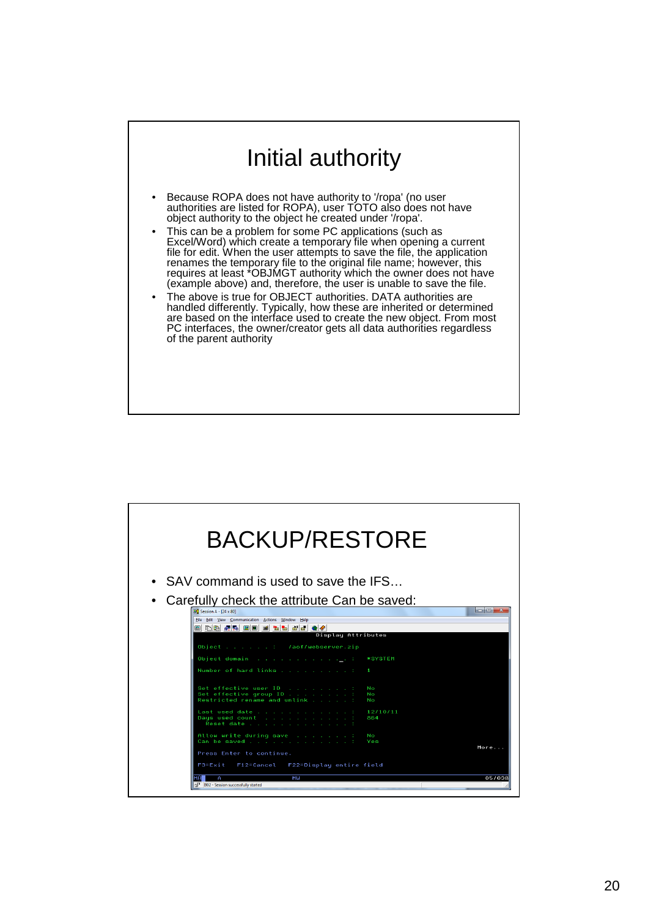# Initial authority

- Because ROPA does not have authority to '/ropa' (no user authorities are listed for ROPA), user TOTO also does not have object authority to the object he created under '/ropa'.
- This can be a problem for some PC applications (such as Excel/Word) which create a temporary file when opening a current file for edit. When the user attempts to save the file, the application renames the temporary file to the original file name; however, this requires at least *OBJMGT authority which the owner does not have (example above) and, therefore, the user is unable to save the file.
- The above is true for OBJECT authorities. DATA authorities are handled differently. Typically, how these are inherited or determined are based on the interface used to create the new object. From most PC interfaces, the owner/creator gets all data authorities regardless of the parent authority

# BACKUP/RESTORE

- SAV command is used to save the IFS…
- Carefully check the attribute Can be saved:

```
                        Display Attributes

Object . . . . . . :   /aof/webserver.zip

Object domain  . . . . . . . . . . . :   *SYSTEM

Number of hard links . . . . . . . . :   1

Set effective user ID  . . . . . . . :   No
Set effective group ID . . . . . . . :   No
Restricted rename and unlink . . . . :   No

Last used date . . . . . . . . . . . :   12/10/11
Days used count  . . . . . . . . . . :   864
  Reset date . . . . . . . . . . . . :

Allow write during save  . . . . . . :   No
Can be saved . . . . . . . . . . . . :   Yes
                                                              More...
Press Enter to continue.

F3=Exit   F12=Cancel   F22=Display entire field
```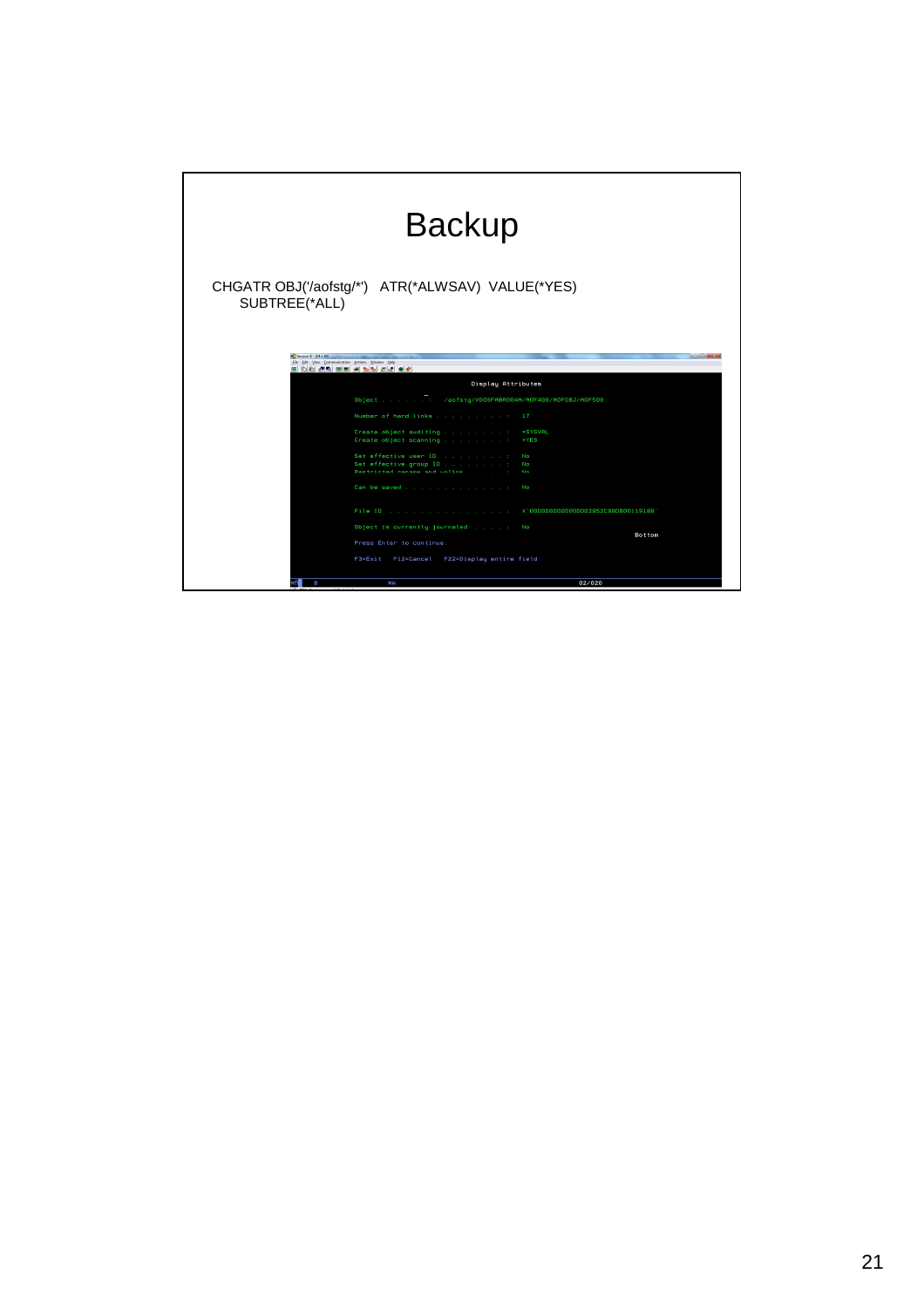# Backup

CHGATR OBJ('/aofstg/*') ATR(*ALWSAV) VALUE(*YES) SUBTREE(*ALL)

```
                              Display Attributes

 Object . . . . . . :   /aofstg/VDOSPABROD4A/AOF400/AOFOBJ/AOF500

 Number of hard links . . . . . . . . . :   17

 Create object auditing . . . . . . . . :   *SYSVAL
 Create object scanning . . . . . . . . :   *YES

 Set effective user ID  . . . . . . . . :   No
 Set effective group ID . . . . . . . . :   No
 Restricted rename and unlink . . . . . :   No

 Can be saved . . . . . . . . . . . . . :   No


 File ID  . . . . . . . . . . . . . . . :   X'000000000000000002952C980B06119188'

 Object is currently journaled  . . . . :   No
                                                                         Bottom
 Press Enter to continue.

 F3=Exit   F12=Cancel   F22=Display entire field
```